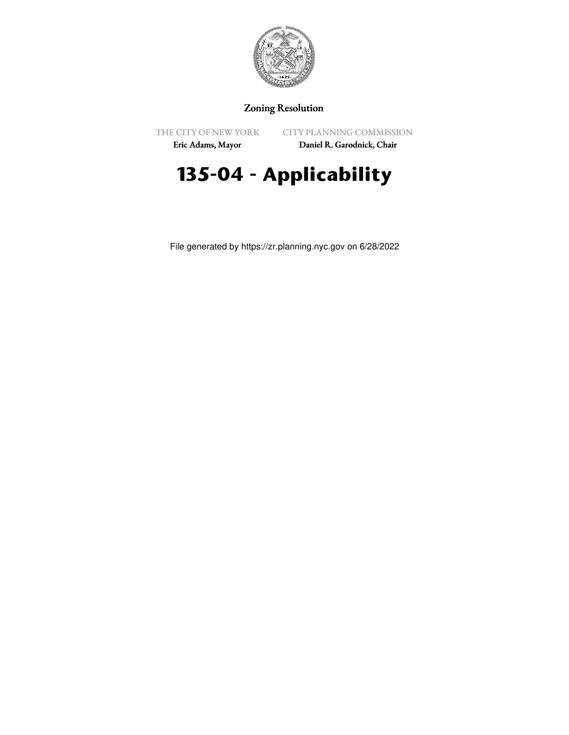Zoning Resolution

THE CITY OF NEW YORK
Eric Adams, Mayor

CITY PLANNING COMMISSION
Daniel R. Garodnick, Chair

# 135-04 - Applicability

File generated by https://zr.planning.nyc.gov on 6/28/2022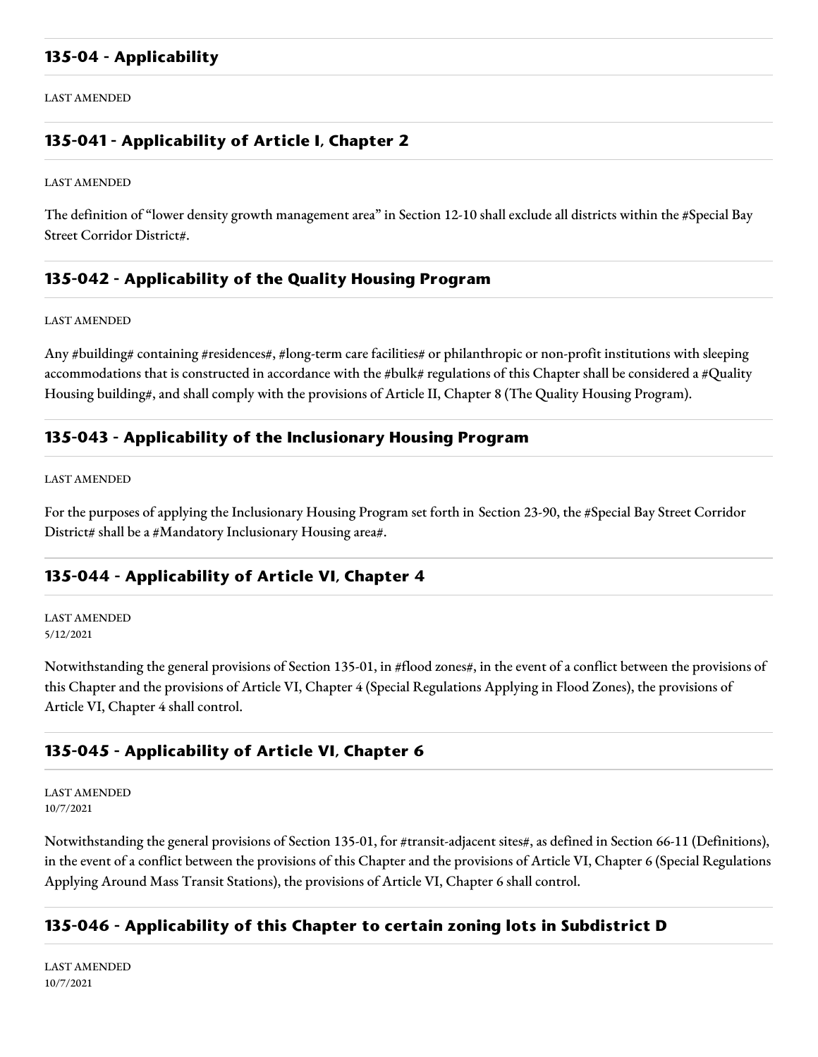## 135-04 - Applicability

LAST AMENDED

## 135-041 - Applicability of Article I, Chapter 2

LAST AMENDED

The definition of "lower density growth management area" in Section 12-10 shall exclude all districts within the #Special Bay Street Corridor District#.

## 135-042 - Applicability of the Quality Housing Program

LAST AMENDED

Any #building# containing #residences#, #long-term care facilities# or philanthropic or non-profit institutions with sleeping accommodations that is constructed in accordance with the #bulk# regulations of this Chapter shall be considered a #Quality Housing building#, and shall comply with the provisions of Article II, Chapter 8 (The Quality Housing Program).

## 135-043 - Applicability of the Inclusionary Housing Program

LAST AMENDED

For the purposes of applying the Inclusionary Housing Program set forth in Section 23-90, the #Special Bay Street Corridor District# shall be a #Mandatory Inclusionary Housing area#.

## 135-044 - Applicability of Article VI, Chapter 4

LAST AMENDED
5/12/2021

Notwithstanding the general provisions of Section 135-01, in #flood zones#, in the event of a conflict between the provisions of this Chapter and the provisions of Article VI, Chapter 4 (Special Regulations Applying in Flood Zones), the provisions of Article VI, Chapter 4 shall control.

## 135-045 - Applicability of Article VI, Chapter 6

LAST AMENDED
10/7/2021

Notwithstanding the general provisions of Section 135-01, for #transit-adjacent sites#, as defined in Section 66-11 (Definitions), in the event of a conflict between the provisions of this Chapter and the provisions of Article VI, Chapter 6 (Special Regulations Applying Around Mass Transit Stations), the provisions of Article VI, Chapter 6 shall control.

## 135-046 - Applicability of this Chapter to certain zoning lots in Subdistrict D

LAST AMENDED
10/7/2021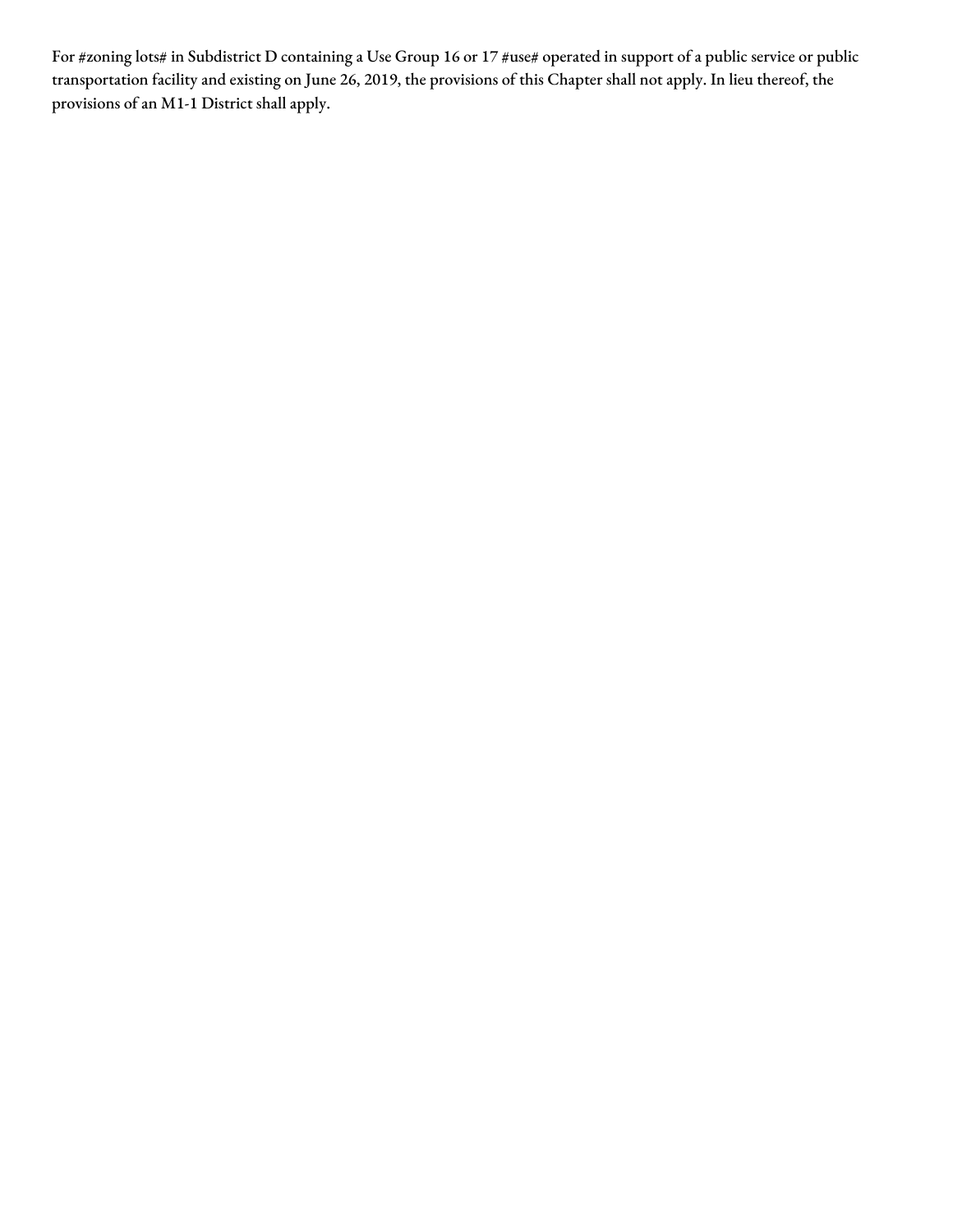For #zoning lots# in Subdistrict D containing a Use Group 16 or 17 #use# operated in support of a public service or public transportation facility and existing on June 26, 2019, the provisions of this Chapter shall not apply. In lieu thereof, the provisions of an M1-1 District shall apply.